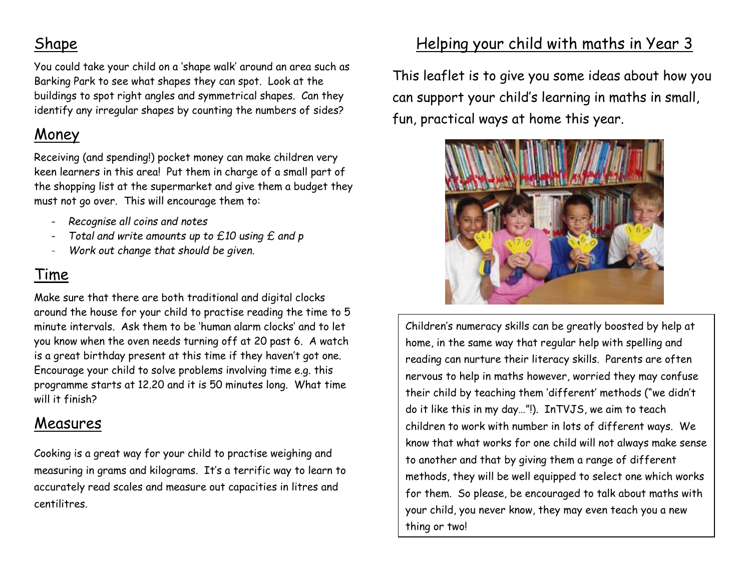## Shape

You could take your child on a 'shape walk' around an area such as Barking Park to see what shapes they can spot. Look at the buildings to spot right angles and symmetrical shapes. Can they identify any irregular shapes by counting the numbers of sides?

## Money

Receiving (and spending!) pocket money can make children very keen learners in this area! Put them in charge of a small part of the shopping list at the supermarket and give them a budget they must not go over. This will encourage them to:

- *Recognise all coins and notes*
- *Total and write amounts up to £10 using £ and p*
- *Work out change that should be given.*

## Time

Make sure that there are both traditional and digital clocks around the house for your child to practise reading the time to 5 minute intervals. Ask them to be 'human alarm clocks' and to let you know when the oven needs turning off at 20 past 6. A watch is a great birthday present at this time if they haven't got one. Encourage your child to solve problems involving time e.g. this programme starts at 12.20 and it is 50 minutes long. What time will it finish?

## Measures

Cooking is a great way for your child to practise weighing and measuring in grams and kilograms. It's a terrific way to learn to accurately read scales and measure out capacities in litres and centilitres.

# Helping your child with maths in Year 3

This leaflet is to give you some ideas about how you can support your child's learning in maths in small, fun, practical ways at home this year.

Children's numeracy skills can be greatly boosted by help at home, in the same way that regular help with spelling and reading can nurture their literacy skills. Parents are often nervous to help in maths however, worried they may confuse their child by teaching them 'different' methods ("we didn't do it like this in my day…"!). InTVJS, we aim to teach children to work with number in lots of different ways. We know that what works for one child will not always make sense to another and that by giving them a range of different methods, they will be well equipped to select one which works for them. So please, be encouraged to talk about maths with your child, you never know, they may even teach you a new thing or two!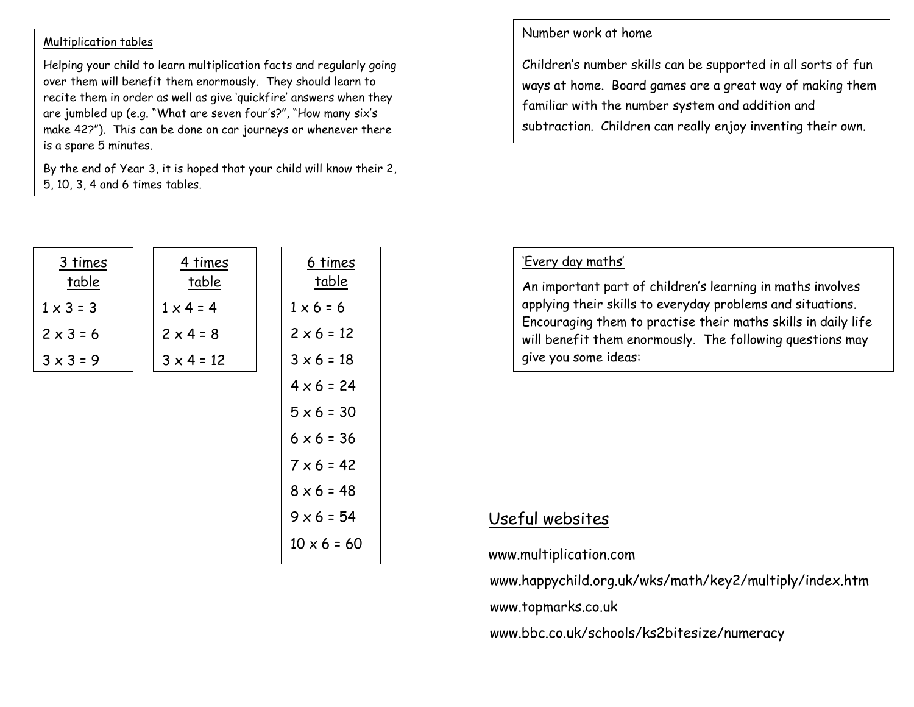### Multiplication tables

Helping your child to learn multiplication facts and regularly going over them will benefit them enormously. They should learn to recite them in order as well as give 'quickfire' answers when they are jumbled up (e.g. "What are seven four's?", "How many six's make 42?"). This can be done on car journeys or whenever there is a spare 5 minutes.

By the end of Year 3, it is hoped that your child will know their 2, 5, 10, 3, 4 and 6 times tables.

### 3 times table

1 x 3 = 3

2 x 3 = 6

3 x 3 = 9

### 4 times table

1 x 4 = 4

2 x 4 = 8

3 x 4 = 12

### 6 times table

1 x 6 = 6

2 x 6 = 12

3 x 6 = 18

4 x 6 = 24

5 x 6 = 30

6 x 6 = 36

7 x 6 = 42

8 x 6 = 48

9 x 6 = 54

10 x 6 = 60

### Number work at home

Children's number skills can be supported in all sorts of fun ways at home. Board games are a great way of making them familiar with the number system and addition and subtraction. Children can really enjoy inventing their own.

### 'Every day maths'

An important part of children's learning in maths involves applying their skills to everyday problems and situations. Encouraging them to practise their maths skills in daily life will benefit them enormously. The following questions may give you some ideas:

## Useful websites

www.multiplication.com

www.happychild.org.uk/wks/math/key2/multiply/index.htm

www.topmarks.co.uk

www.bbc.co.uk/schools/ks2bitesize/numeracy